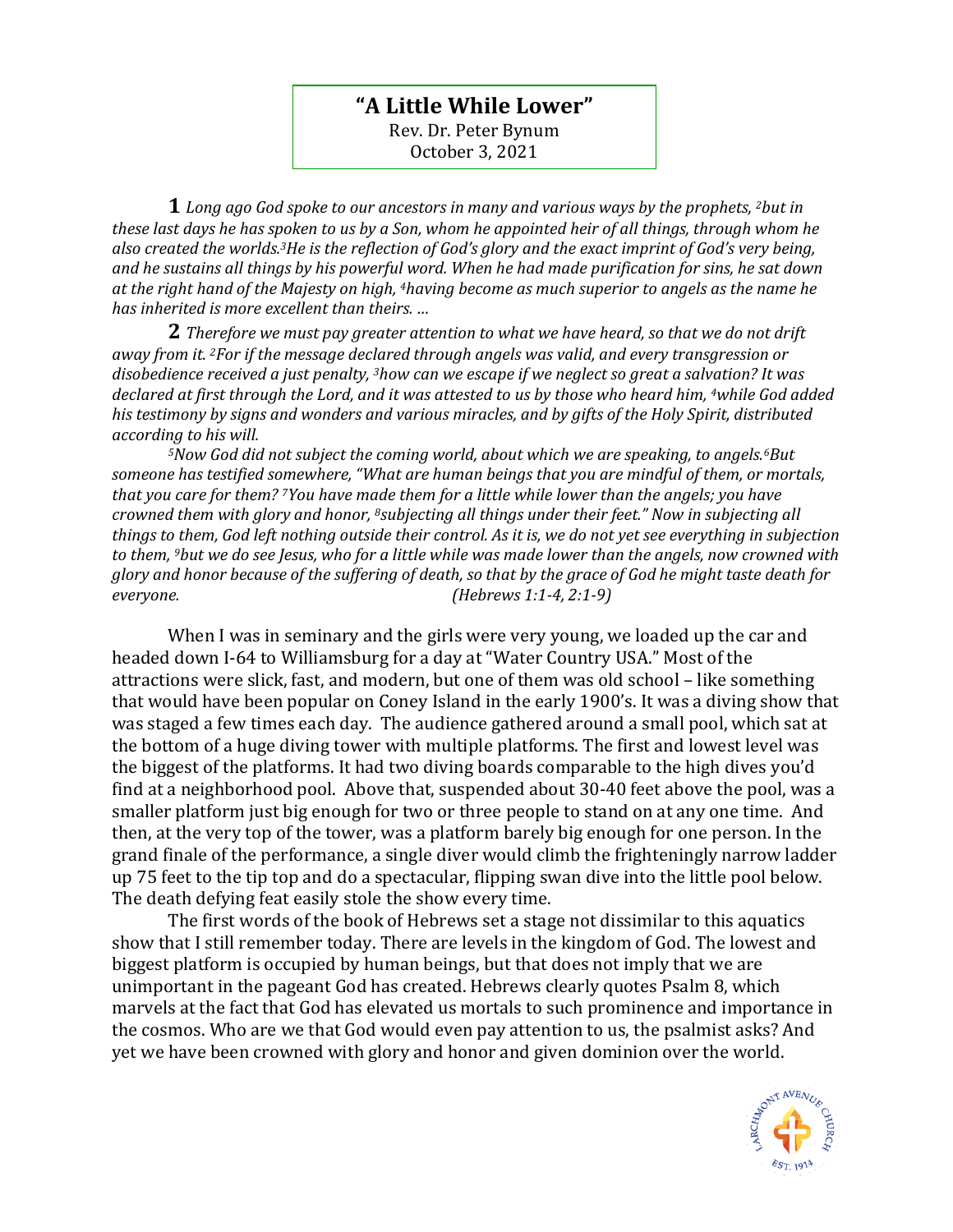# "A Little While Lower"

Rev. Dr. Peter Bynum
October 3, 2021

**1** *Long ago God spoke to our ancestors in many and various ways by the prophets, [2]but in these last days he has spoken to us by a Son, whom he appointed heir of all things, through whom he also created the worlds.[3]He is the reflection of God's glory and the exact imprint of God's very being, and he sustains all things by his powerful word. When he had made purification for sins, he sat down at the right hand of the Majesty on high, [4]having become as much superior to angels as the name he has inherited is more excellent than theirs. …*

**2** *Therefore we must pay greater attention to what we have heard, so that we do not drift away from it. [2]For if the message declared through angels was valid, and every transgression or disobedience received a just penalty, [3]how can we escape if we neglect so great a salvation? It was declared at first through the Lord, and it was attested to us by those who heard him, [4]while God added his testimony by signs and wonders and various miracles, and by gifts of the Holy Spirit, distributed according to his will.*

*[5]Now God did not subject the coming world, about which we are speaking, to angels.[6]But someone has testified somewhere, "What are human beings that you are mindful of them, or mortals, that you care for them? [7]You have made them for a little while lower than the angels; you have crowned them with glory and honor, [8]subjecting all things under their feet." Now in subjecting all things to them, God left nothing outside their control. As it is, we do not yet see everything in subjection to them, [9]but we do see Jesus, who for a little while was made lower than the angels, now crowned with glory and honor because of the suffering of death, so that by the grace of God he might taste death for everyone.* *(Hebrews 1:1-4, 2:1-9)*

When I was in seminary and the girls were very young, we loaded up the car and headed down I-64 to Williamsburg for a day at "Water Country USA." Most of the attractions were slick, fast, and modern, but one of them was old school – like something that would have been popular on Coney Island in the early 1900's. It was a diving show that was staged a few times each day. The audience gathered around a small pool, which sat at the bottom of a huge diving tower with multiple platforms. The first and lowest level was the biggest of the platforms. It had two diving boards comparable to the high dives you'd find at a neighborhood pool. Above that, suspended about 30-40 feet above the pool, was a smaller platform just big enough for two or three people to stand on at any one time. And then, at the very top of the tower, was a platform barely big enough for one person. In the grand finale of the performance, a single diver would climb the frighteningly narrow ladder up 75 feet to the tip top and do a spectacular, flipping swan dive into the little pool below. The death defying feat easily stole the show every time.

The first words of the book of Hebrews set a stage not dissimilar to this aquatics show that I still remember today. There are levels in the kingdom of God. The lowest and biggest platform is occupied by human beings, but that does not imply that we are unimportant in the pageant God has created. Hebrews clearly quotes Psalm 8, which marvels at the fact that God has elevated us mortals to such prominence and importance in the cosmos. Who are we that God would even pay attention to us, the psalmist asks? And yet we have been crowned with glory and honor and given dominion over the world.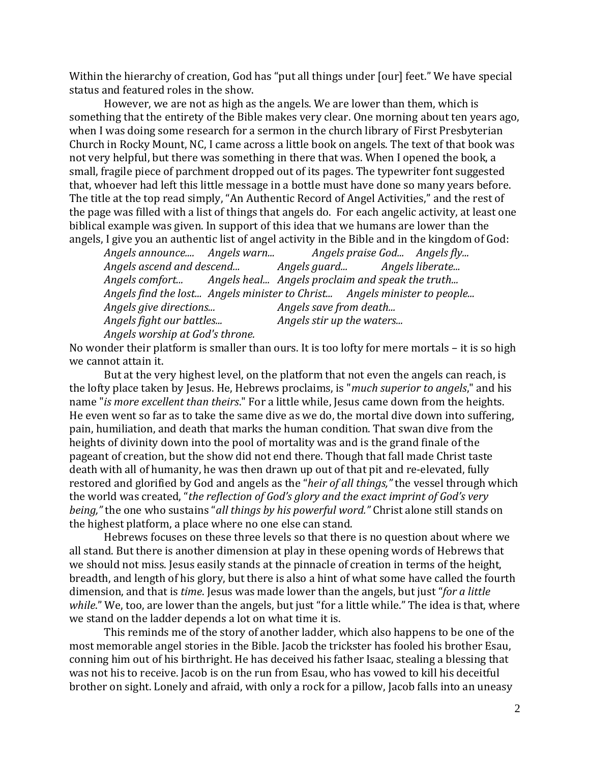Within the hierarchy of creation, God has "put all things under [our] feet." We have special status and featured roles in the show.

However, we are not as high as the angels. We are lower than them, which is something that the entirety of the Bible makes very clear. One morning about ten years ago, when I was doing some research for a sermon in the church library of First Presbyterian Church in Rocky Mount, NC, I came across a little book on angels. The text of that book was not very helpful, but there was something in there that was. When I opened the book, a small, fragile piece of parchment dropped out of its pages. The typewriter font suggested that, whoever had left this little message in a bottle must have done so many years before. The title at the top read simply, "An Authentic Record of Angel Activities," and the rest of the page was filled with a list of things that angels do. For each angelic activity, at least one biblical example was given. In support of this idea that we humans are lower than the angels, I give you an authentic list of angel activity in the Bible and in the kingdom of God:

*Angels announce.... Angels warn... Angels praise God... Angels fly...*
*Angels ascend and descend... Angels guard... Angels liberate...*
*Angels comfort... Angels heal... Angels proclaim and speak the truth...*
*Angels find the lost... Angels minister to Christ... Angels minister to people...*
*Angels give directions... Angels save from death...*
*Angels fight our battles... Angels stir up the waters...*
*Angels worship at God's throne.*

No wonder their platform is smaller than ours. It is too lofty for mere mortals – it is so high we cannot attain it.

But at the very highest level, on the platform that not even the angels can reach, is the lofty place taken by Jesus. He, Hebrews proclaims, is "*much superior to angels*," and his name "*is more excellent than theirs*." For a little while, Jesus came down from the heights. He even went so far as to take the same dive as we do, the mortal dive down into suffering, pain, humiliation, and death that marks the human condition. That swan dive from the heights of divinity down into the pool of mortality was and is the grand finale of the pageant of creation, but the show did not end there. Though that fall made Christ taste death with all of humanity, he was then drawn up out of that pit and re-elevated, fully restored and glorified by God and angels as the "*heir of all things,"* the vessel through which the world was created, "*the reflection of God's glory and the exact imprint of God's very being,"* the one who sustains "*all things by his powerful word."* Christ alone still stands on the highest platform, a place where no one else can stand.

Hebrews focuses on these three levels so that there is no question about where we all stand. But there is another dimension at play in these opening words of Hebrews that we should not miss. Jesus easily stands at the pinnacle of creation in terms of the height, breadth, and length of his glory, but there is also a hint of what some have called the fourth dimension, and that is *time*. Jesus was made lower than the angels, but just "*for a little while*." We, too, are lower than the angels, but just "for a little while." The idea is that, where we stand on the ladder depends a lot on what time it is.

This reminds me of the story of another ladder, which also happens to be one of the most memorable angel stories in the Bible. Jacob the trickster has fooled his brother Esau, conning him out of his birthright. He has deceived his father Isaac, stealing a blessing that was not his to receive. Jacob is on the run from Esau, who has vowed to kill his deceitful brother on sight. Lonely and afraid, with only a rock for a pillow, Jacob falls into an uneasy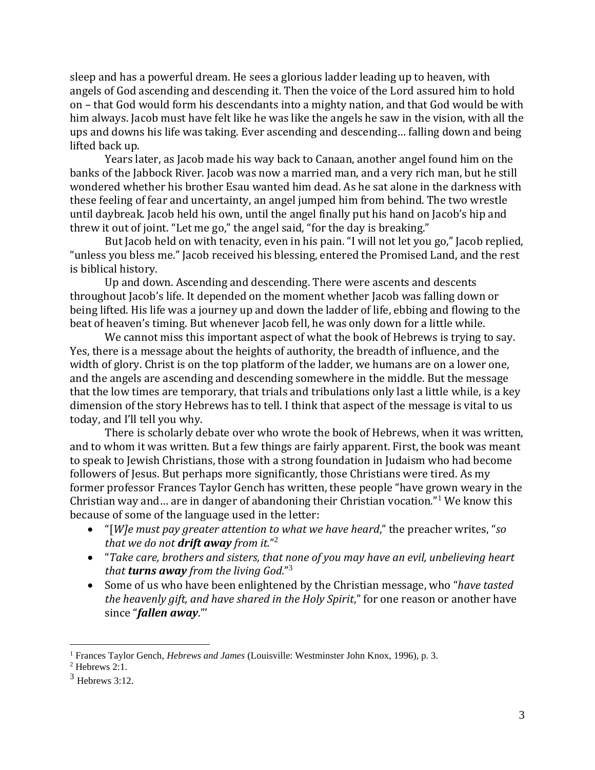sleep and has a powerful dream. He sees a glorious ladder leading up to heaven, with angels of God ascending and descending it. Then the voice of the Lord assured him to hold on – that God would form his descendants into a mighty nation, and that God would be with him always. Jacob must have felt like he was like the angels he saw in the vision, with all the ups and downs his life was taking. Ever ascending and descending… falling down and being lifted back up.

Years later, as Jacob made his way back to Canaan, another angel found him on the banks of the Jabbock River. Jacob was now a married man, and a very rich man, but he still wondered whether his brother Esau wanted him dead. As he sat alone in the darkness with these feeling of fear and uncertainty, an angel jumped him from behind. The two wrestle until daybreak. Jacob held his own, until the angel finally put his hand on Jacob's hip and threw it out of joint. "Let me go," the angel said, "for the day is breaking."

But Jacob held on with tenacity, even in his pain. "I will not let you go," Jacob replied, "unless you bless me." Jacob received his blessing, entered the Promised Land, and the rest is biblical history.

Up and down. Ascending and descending. There were ascents and descents throughout Jacob's life. It depended on the moment whether Jacob was falling down or being lifted. His life was a journey up and down the ladder of life, ebbing and flowing to the beat of heaven's timing. But whenever Jacob fell, he was only down for a little while.

We cannot miss this important aspect of what the book of Hebrews is trying to say. Yes, there is a message about the heights of authority, the breadth of influence, and the width of glory. Christ is on the top platform of the ladder, we humans are on a lower one, and the angels are ascending and descending somewhere in the middle. But the message that the low times are temporary, that trials and tribulations only last a little while, is a key dimension of the story Hebrews has to tell. I think that aspect of the message is vital to us today, and I'll tell you why.

There is scholarly debate over who wrote the book of Hebrews, when it was written, and to whom it was written. But a few things are fairly apparent. First, the book was meant to speak to Jewish Christians, those with a strong foundation in Judaism who had become followers of Jesus. But perhaps more significantly, those Christians were tired. As my former professor Frances Taylor Gench has written, these people "have grown weary in the Christian way and… are in danger of abandoning their Christian vocation."[1] We know this because of some of the language used in the letter:

- "[*W]e must pay greater attention to what we have heard*," the preacher writes, "*so that we do not **drift away** from it.*"[2]
- "*Take care, brothers and sisters, that none of you may have an evil, unbelieving heart that **turns away** from the living God.*"[3]
- Some of us who have been enlightened by the Christian message, who "*have tasted the heavenly gift, and have shared in the Holy Spirit*," for one reason or another have since "***fallen away***."'

---

[1] Frances Taylor Gench, *Hebrews and James* (Louisville: Westminster John Knox, 1996), p. 3.

[2] Hebrews 2:1.

[3] Hebrews 3:12.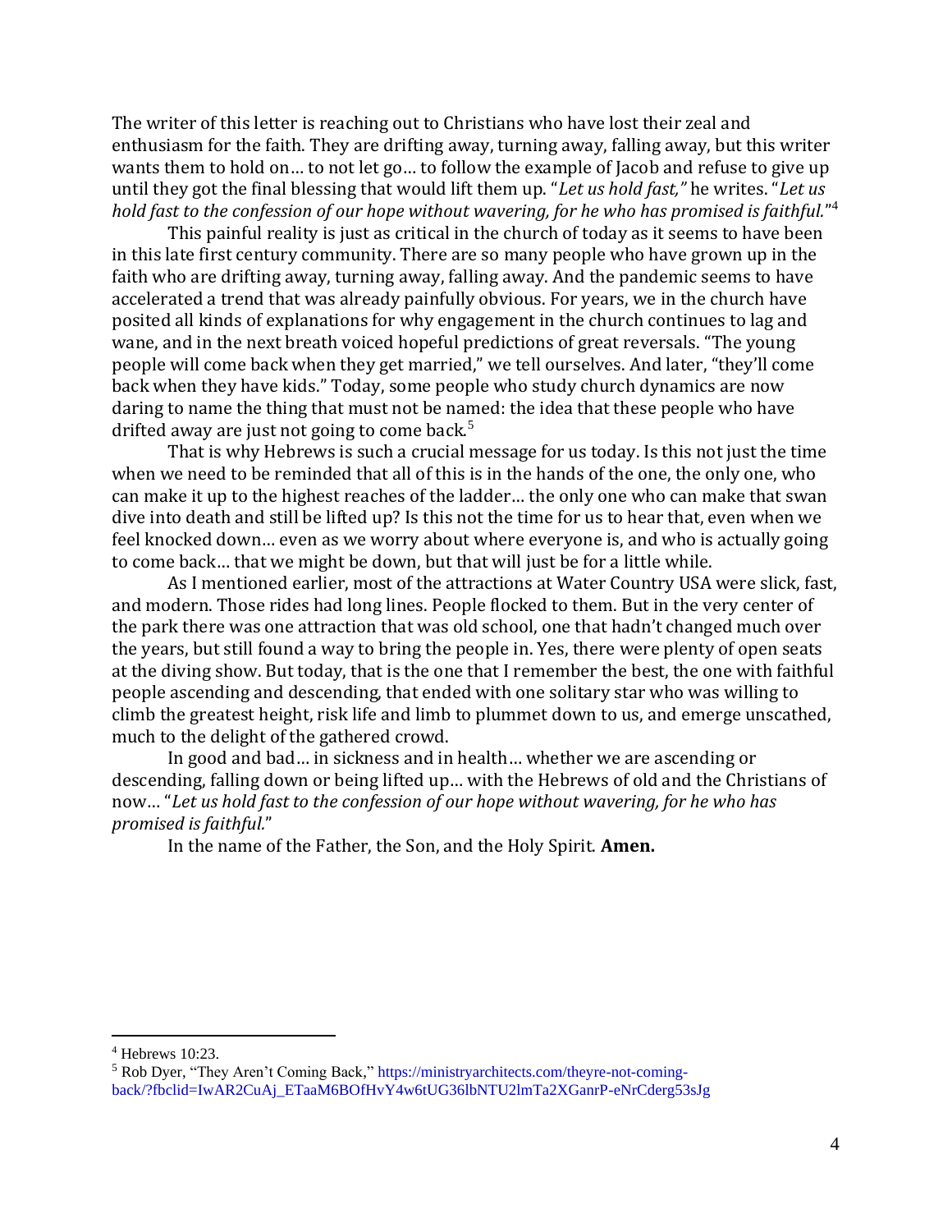The writer of this letter is reaching out to Christians who have lost their zeal and enthusiasm for the faith. They are drifting away, turning away, falling away, but this writer wants them to hold on… to not let go… to follow the example of Jacob and refuse to give up until they got the final blessing that would lift them up. "*Let us hold fast,*" he writes. "*Let us hold fast to the confession of our hope without wavering, for he who has promised is faithful.*"[4]

This painful reality is just as critical in the church of today as it seems to have been in this late first century community. There are so many people who have grown up in the faith who are drifting away, turning away, falling away. And the pandemic seems to have accelerated a trend that was already painfully obvious. For years, we in the church have posited all kinds of explanations for why engagement in the church continues to lag and wane, and in the next breath voiced hopeful predictions of great reversals. "The young people will come back when they get married," we tell ourselves. And later, "they'll come back when they have kids." Today, some people who study church dynamics are now daring to name the thing that must not be named: the idea that these people who have drifted away are just not going to come back.[5]

That is why Hebrews is such a crucial message for us today. Is this not just the time when we need to be reminded that all of this is in the hands of the one, the only one, who can make it up to the highest reaches of the ladder… the only one who can make that swan dive into death and still be lifted up? Is this not the time for us to hear that, even when we feel knocked down… even as we worry about where everyone is, and who is actually going to come back… that we might be down, but that will just be for a little while.

As I mentioned earlier, most of the attractions at Water Country USA were slick, fast, and modern. Those rides had long lines. People flocked to them. But in the very center of the park there was one attraction that was old school, one that hadn't changed much over the years, but still found a way to bring the people in. Yes, there were plenty of open seats at the diving show. But today, that is the one that I remember the best, the one with faithful people ascending and descending, that ended with one solitary star who was willing to climb the greatest height, risk life and limb to plummet down to us, and emerge unscathed, much to the delight of the gathered crowd.

In good and bad… in sickness and in health… whether we are ascending or descending, falling down or being lifted up… with the Hebrews of old and the Christians of now… "*Let us hold fast to the confession of our hope without wavering, for he who has promised is faithful.*"

In the name of the Father, the Son, and the Holy Spirit. **Amen.**

---

[4] Hebrews 10:23.

[5] Rob Dyer, "They Aren't Coming Back," https://ministryarchitects.com/theyre-not-coming-back/?fbclid=IwAR2CuAj_ETaaM6BOfHvY4w6tUG36lbNTU2lmTa2XGanrP-eNrCderg53sJg